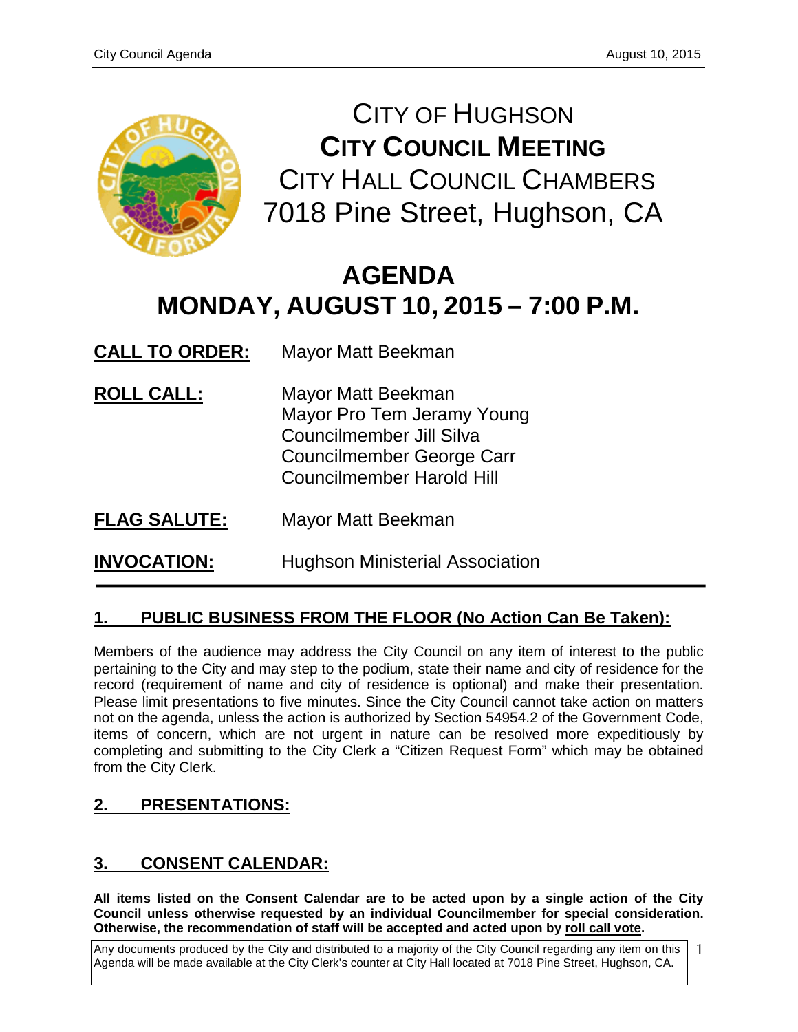# CITY OF HUGHSON
## CITY COUNCIL MEETING
### CITY HALL COUNCIL CHAMBERS
### 7018 Pine Street, Hughson, CA

# AGENDA
## MONDAY, AUGUST 10, 2015 – 7:00 P.M.

**CALL TO ORDER:** Mayor Matt Beekman

**ROLL CALL:**
Mayor Matt Beekman
Mayor Pro Tem Jeramy Young
Councilmember Jill Silva
Councilmember George Carr
Councilmember Harold Hill

**FLAG SALUTE:** Mayor Matt Beekman

**INVOCATION:** Hughson Ministerial Association

---

## 1. PUBLIC BUSINESS FROM THE FLOOR (No Action Can Be Taken):

Members of the audience may address the City Council on any item of interest to the public pertaining to the City and may step to the podium, state their name and city of residence for the record (requirement of name and city of residence is optional) and make their presentation. Please limit presentations to five minutes. Since the City Council cannot take action on matters not on the agenda, unless the action is authorized by Section 54954.2 of the Government Code, items of concern, which are not urgent in nature can be resolved more expeditiously by completing and submitting to the City Clerk a "Citizen Request Form" which may be obtained from the City Clerk.

## 2. PRESENTATIONS:

## 3. CONSENT CALENDAR:

**All items listed on the Consent Calendar are to be acted upon by a single action of the City Council unless otherwise requested by an individual Councilmember for special consideration. Otherwise, the recommendation of staff will be accepted and acted upon by roll call vote.**

Any documents produced by the City and distributed to a majority of the City Council regarding any item on this Agenda will be made available at the City Clerk's counter at City Hall located at 7018 Pine Street, Hughson, CA.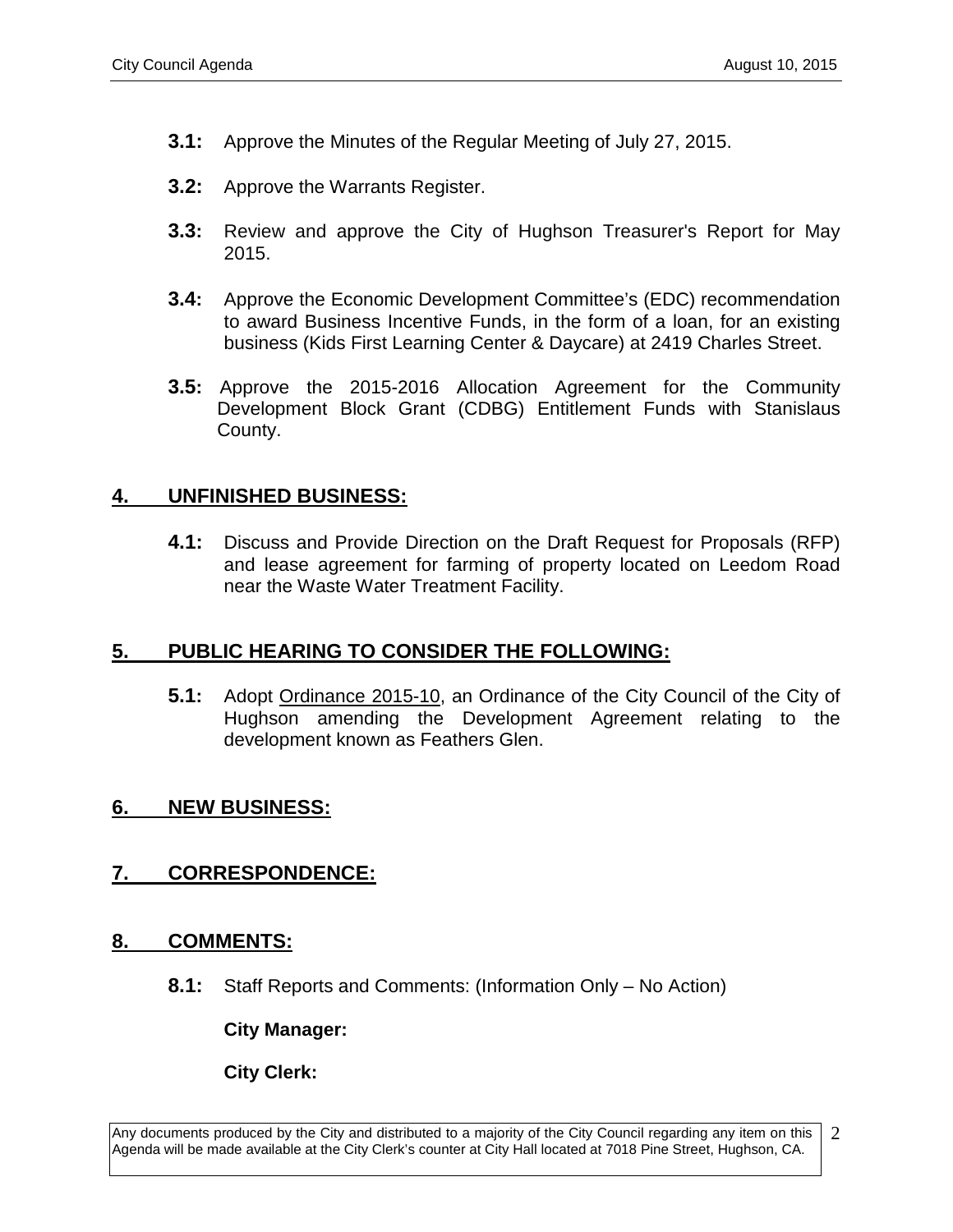**3.1:** Approve the Minutes of the Regular Meeting of July 27, 2015.

**3.2:** Approve the Warrants Register.

**3.3:** Review and approve the City of Hughson Treasurer's Report for May 2015.

**3.4:** Approve the Economic Development Committee's (EDC) recommendation to award Business Incentive Funds, in the form of a loan, for an existing business (Kids First Learning Center & Daycare) at 2419 Charles Street.

**3.5:** Approve the 2015-2016 Allocation Agreement for the Community Development Block Grant (CDBG) Entitlement Funds with Stanislaus County.

## 4. UNFINISHED BUSINESS:

**4.1:** Discuss and Provide Direction on the Draft Request for Proposals (RFP) and lease agreement for farming of property located on Leedom Road near the Waste Water Treatment Facility.

## 5. PUBLIC HEARING TO CONSIDER THE FOLLOWING:

**5.1:** Adopt Ordinance 2015-10, an Ordinance of the City Council of the City of Hughson amending the Development Agreement relating to the development known as Feathers Glen.

## 6. NEW BUSINESS:

## 7. CORRESPONDENCE:

## 8. COMMENTS:

**8.1:** Staff Reports and Comments: (Information Only – No Action)

**City Manager:**

**City Clerk:**

Any documents produced by the City and distributed to a majority of the City Council regarding any item on this Agenda will be made available at the City Clerk's counter at City Hall located at 7018 Pine Street, Hughson, CA.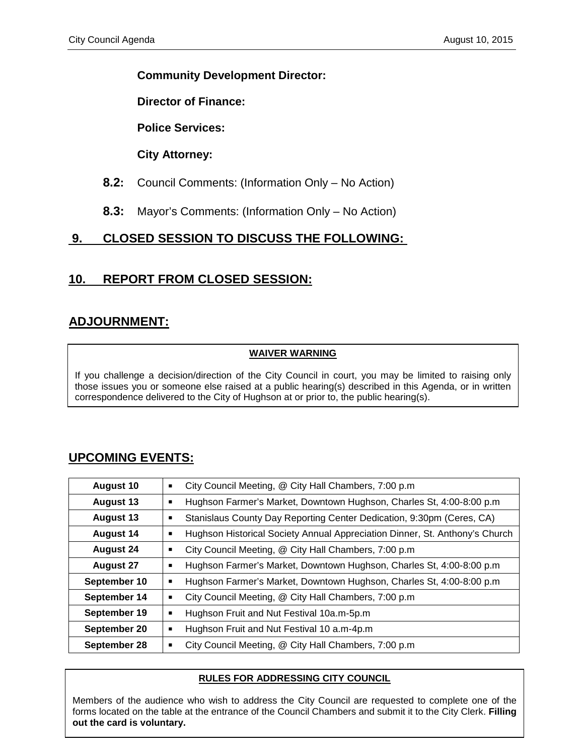**Community Development Director:**

**Director of Finance:**

**Police Services:**

**City Attorney:**

**8.2:** Council Comments: (Information Only – No Action)

**8.3:** Mayor's Comments: (Information Only – No Action)

## 9. CLOSED SESSION TO DISCUSS THE FOLLOWING:

## 10. REPORT FROM CLOSED SESSION:

## ADJOURNMENT:

**WAIVER WARNING**

If you challenge a decision/direction of the City Council in court, you may be limited to raising only those issues you or someone else raised at a public hearing(s) described in this Agenda, or in written correspondence delivered to the City of Hughson at or prior to, the public hearing(s).

## UPCOMING EVENTS:

| | |
|---|---|
| **August 10** | ▪ City Council Meeting, @ City Hall Chambers, 7:00 p.m |
| **August 13** | ▪ Hughson Farmer's Market, Downtown Hughson, Charles St, 4:00-8:00 p.m |
| **August 13** | ▪ Stanislaus County Day Reporting Center Dedication, 9:30pm (Ceres, CA) |
| **August 14** | ▪ Hughson Historical Society Annual Appreciation Dinner, St. Anthony's Church |
| **August 24** | ▪ City Council Meeting, @ City Hall Chambers, 7:00 p.m |
| **August 27** | ▪ Hughson Farmer's Market, Downtown Hughson, Charles St, 4:00-8:00 p.m |
| **September 10** | ▪ Hughson Farmer's Market, Downtown Hughson, Charles St, 4:00-8:00 p.m |
| **September 14** | ▪ City Council Meeting, @ City Hall Chambers, 7:00 p.m |
| **September 19** | ▪ Hughson Fruit and Nut Festival 10a.m-5p.m |
| **September 20** | ▪ Hughson Fruit and Nut Festival 10 a.m-4p.m |
| **September 28** | ▪ City Council Meeting, @ City Hall Chambers, 7:00 p.m |

**RULES FOR ADDRESSING CITY COUNCIL**

Members of the audience who wish to address the City Council are requested to complete one of the forms located on the table at the entrance of the Council Chambers and submit it to the City Clerk. **Filling out the card is voluntary.**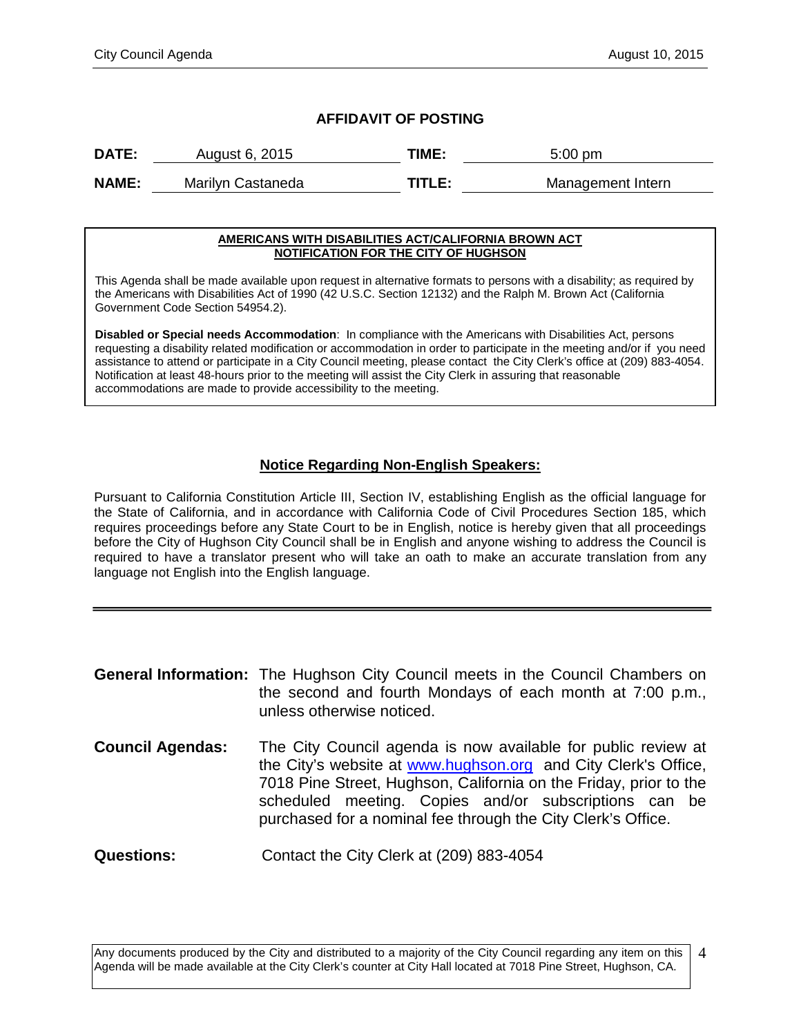## AFFIDAVIT OF POSTING

| | | | |
|---|---|---|---|
| **DATE:** | August 6, 2015 | **TIME:** | 5:00 pm |
| **NAME:** | Marilyn Castaneda | **TITLE:** | Management Intern |

**AMERICANS WITH DISABILITIES ACT/CALIFORNIA BROWN ACT NOTIFICATION FOR THE CITY OF HUGHSON**

This Agenda shall be made available upon request in alternative formats to persons with a disability; as required by the Americans with Disabilities Act of 1990 (42 U.S.C. Section 12132) and the Ralph M. Brown Act (California Government Code Section 54954.2).

**Disabled or Special needs Accommodation**: In compliance with the Americans with Disabilities Act, persons requesting a disability related modification or accommodation in order to participate in the meeting and/or if you need assistance to attend or participate in a City Council meeting, please contact the City Clerk's office at (209) 883-4054. Notification at least 48-hours prior to the meeting will assist the City Clerk in assuring that reasonable accommodations are made to provide accessibility to the meeting.

### Notice Regarding Non-English Speakers:

Pursuant to California Constitution Article III, Section IV, establishing English as the official language for the State of California, and in accordance with California Code of Civil Procedures Section 185, which requires proceedings before any State Court to be in English, notice is hereby given that all proceedings before the City of Hughson City Council shall be in English and anyone wishing to address the Council is required to have a translator present who will take an oath to make an accurate translation from any language not English into the English language.

---

**General Information:** The Hughson City Council meets in the Council Chambers on the second and fourth Mondays of each month at 7:00 p.m., unless otherwise noticed.

**Council Agendas:** The City Council agenda is now available for public review at the City's website at www.hughson.org and City Clerk's Office, 7018 Pine Street, Hughson, California on the Friday, prior to the scheduled meeting. Copies and/or subscriptions can be purchased for a nominal fee through the City Clerk's Office.

**Questions:** Contact the City Clerk at (209) 883-4054

Any documents produced by the City and distributed to a majority of the City Council regarding any item on this Agenda will be made available at the City Clerk's counter at City Hall located at 7018 Pine Street, Hughson, CA.